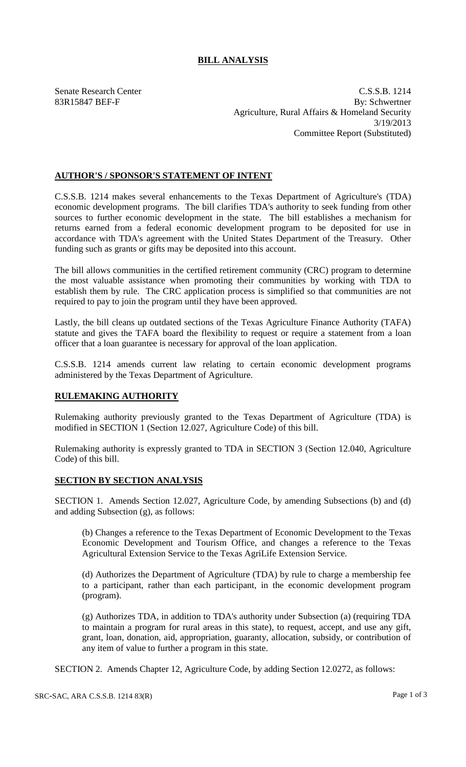## BILL ANALYSIS

Senate Research Center
83R15847 BEF-F

C.S.S.B. 1214
By: Schwertner
Agriculture, Rural Affairs & Homeland Security
3/19/2013
Committee Report (Substituted)

### AUTHOR'S / SPONSOR'S STATEMENT OF INTENT

C.S.S.B. 1214 makes several enhancements to the Texas Department of Agriculture's (TDA) economic development programs. The bill clarifies TDA's authority to seek funding from other sources to further economic development in the state. The bill establishes a mechanism for returns earned from a federal economic development program to be deposited for use in accordance with TDA's agreement with the United States Department of the Treasury. Other funding such as grants or gifts may be deposited into this account.

The bill allows communities in the certified retirement community (CRC) program to determine the most valuable assistance when promoting their communities by working with TDA to establish them by rule. The CRC application process is simplified so that communities are not required to pay to join the program until they have been approved.

Lastly, the bill cleans up outdated sections of the Texas Agriculture Finance Authority (TAFA) statute and gives the TAFA board the flexibility to request or require a statement from a loan officer that a loan guarantee is necessary for approval of the loan application.

C.S.S.B. 1214 amends current law relating to certain economic development programs administered by the Texas Department of Agriculture.

### RULEMAKING AUTHORITY

Rulemaking authority previously granted to the Texas Department of Agriculture (TDA) is modified in SECTION 1 (Section 12.027, Agriculture Code) of this bill.

Rulemaking authority is expressly granted to TDA in SECTION 3 (Section 12.040, Agriculture Code) of this bill.

### SECTION BY SECTION ANALYSIS

SECTION 1. Amends Section 12.027, Agriculture Code, by amending Subsections (b) and (d) and adding Subsection (g), as follows:

(b) Changes a reference to the Texas Department of Economic Development to the Texas Economic Development and Tourism Office, and changes a reference to the Texas Agricultural Extension Service to the Texas AgriLife Extension Service.

(d) Authorizes the Department of Agriculture (TDA) by rule to charge a membership fee to a participant, rather than each participant, in the economic development program (program).

(g) Authorizes TDA, in addition to TDA's authority under Subsection (a) (requiring TDA to maintain a program for rural areas in this state), to request, accept, and use any gift, grant, loan, donation, aid, appropriation, guaranty, allocation, subsidy, or contribution of any item of value to further a program in this state.

SECTION 2. Amends Chapter 12, Agriculture Code, by adding Section 12.0272, as follows: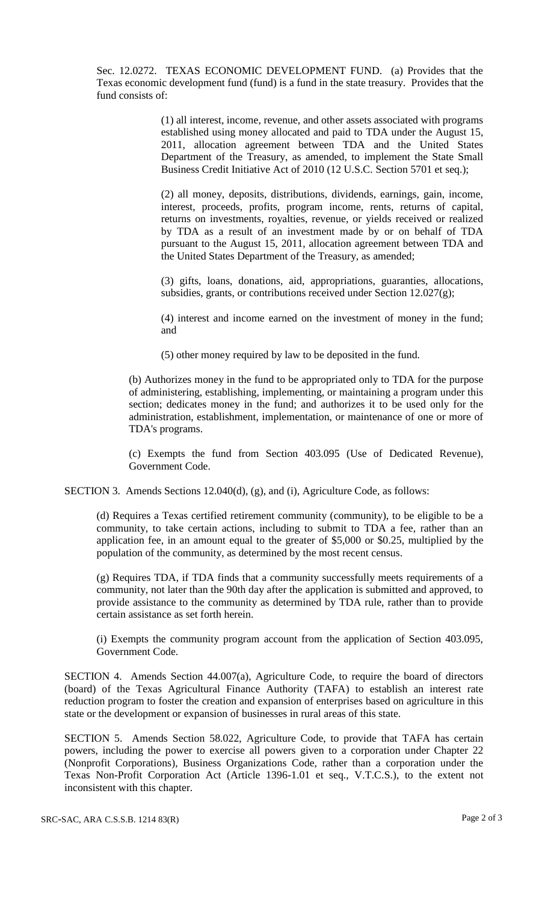Sec. 12.0272. TEXAS ECONOMIC DEVELOPMENT FUND. (a) Provides that the Texas economic development fund (fund) is a fund in the state treasury. Provides that the fund consists of:

(1) all interest, income, revenue, and other assets associated with programs established using money allocated and paid to TDA under the August 15, 2011, allocation agreement between TDA and the United States Department of the Treasury, as amended, to implement the State Small Business Credit Initiative Act of 2010 (12 U.S.C. Section 5701 et seq.);

(2) all money, deposits, distributions, dividends, earnings, gain, income, interest, proceeds, profits, program income, rents, returns of capital, returns on investments, royalties, revenue, or yields received or realized by TDA as a result of an investment made by or on behalf of TDA pursuant to the August 15, 2011, allocation agreement between TDA and the United States Department of the Treasury, as amended;

(3) gifts, loans, donations, aid, appropriations, guaranties, allocations, subsidies, grants, or contributions received under Section 12.027(g);

(4) interest and income earned on the investment of money in the fund; and

(5) other money required by law to be deposited in the fund.

(b) Authorizes money in the fund to be appropriated only to TDA for the purpose of administering, establishing, implementing, or maintaining a program under this section; dedicates money in the fund; and authorizes it to be used only for the administration, establishment, implementation, or maintenance of one or more of TDA's programs.

(c) Exempts the fund from Section 403.095 (Use of Dedicated Revenue), Government Code.

SECTION 3. Amends Sections 12.040(d), (g), and (i), Agriculture Code, as follows:

(d) Requires a Texas certified retirement community (community), to be eligible to be a community, to take certain actions, including to submit to TDA a fee, rather than an application fee, in an amount equal to the greater of $5,000 or $0.25, multiplied by the population of the community, as determined by the most recent census.

(g) Requires TDA, if TDA finds that a community successfully meets requirements of a community, not later than the 90th day after the application is submitted and approved, to provide assistance to the community as determined by TDA rule, rather than to provide certain assistance as set forth herein.

(i) Exempts the community program account from the application of Section 403.095, Government Code.

SECTION 4. Amends Section 44.007(a), Agriculture Code, to require the board of directors (board) of the Texas Agricultural Finance Authority (TAFA) to establish an interest rate reduction program to foster the creation and expansion of enterprises based on agriculture in this state or the development or expansion of businesses in rural areas of this state.

SECTION 5. Amends Section 58.022, Agriculture Code, to provide that TAFA has certain powers, including the power to exercise all powers given to a corporation under Chapter 22 (Nonprofit Corporations), Business Organizations Code, rather than a corporation under the Texas Non-Profit Corporation Act (Article 1396-1.01 et seq., V.T.C.S.), to the extent not inconsistent with this chapter.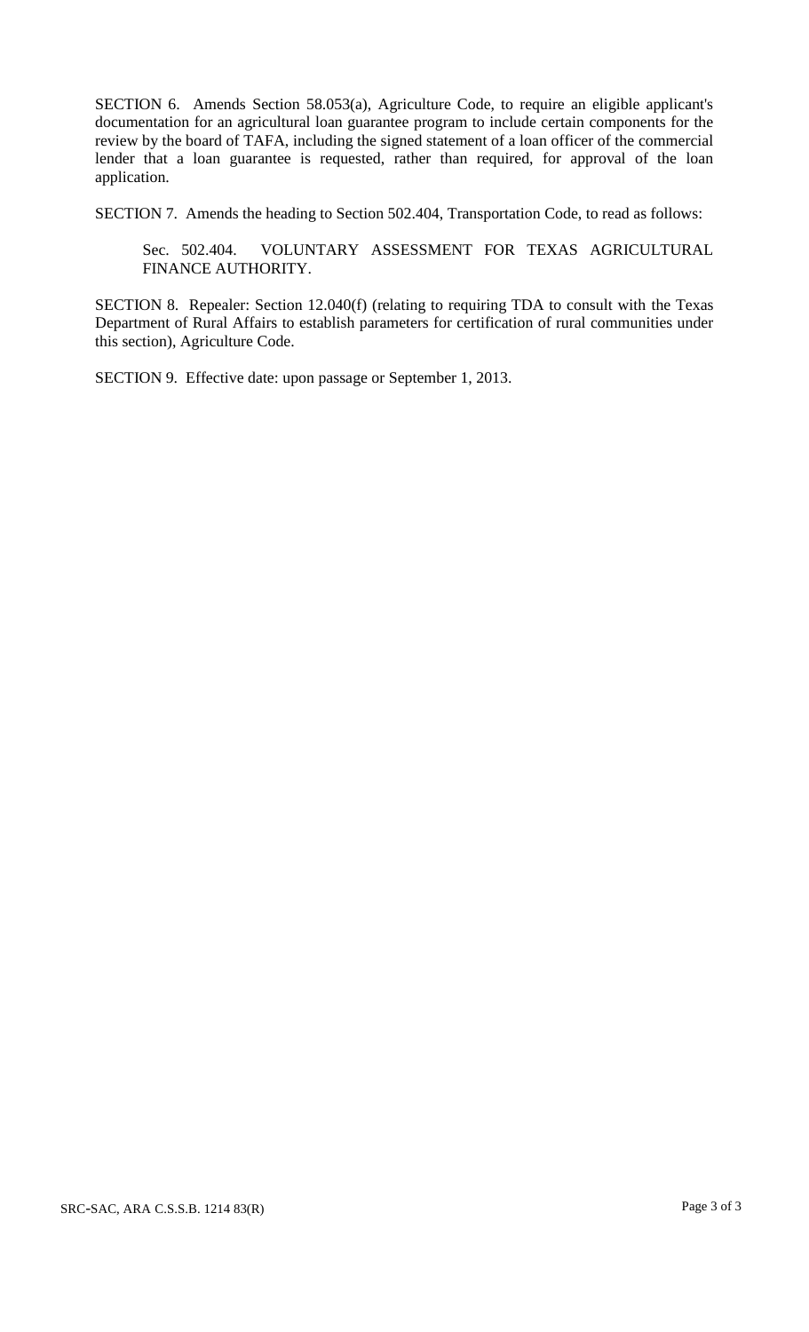SECTION 6. Amends Section 58.053(a), Agriculture Code, to require an eligible applicant's documentation for an agricultural loan guarantee program to include certain components for the review by the board of TAFA, including the signed statement of a loan officer of the commercial lender that a loan guarantee is requested, rather than required, for approval of the loan application.

SECTION 7. Amends the heading to Section 502.404, Transportation Code, to read as follows:

> Sec. 502.404. VOLUNTARY ASSESSMENT FOR TEXAS AGRICULTURAL FINANCE AUTHORITY.

SECTION 8. Repealer: Section 12.040(f) (relating to requiring TDA to consult with the Texas Department of Rural Affairs to establish parameters for certification of rural communities under this section), Agriculture Code.

SECTION 9. Effective date: upon passage or September 1, 2013.